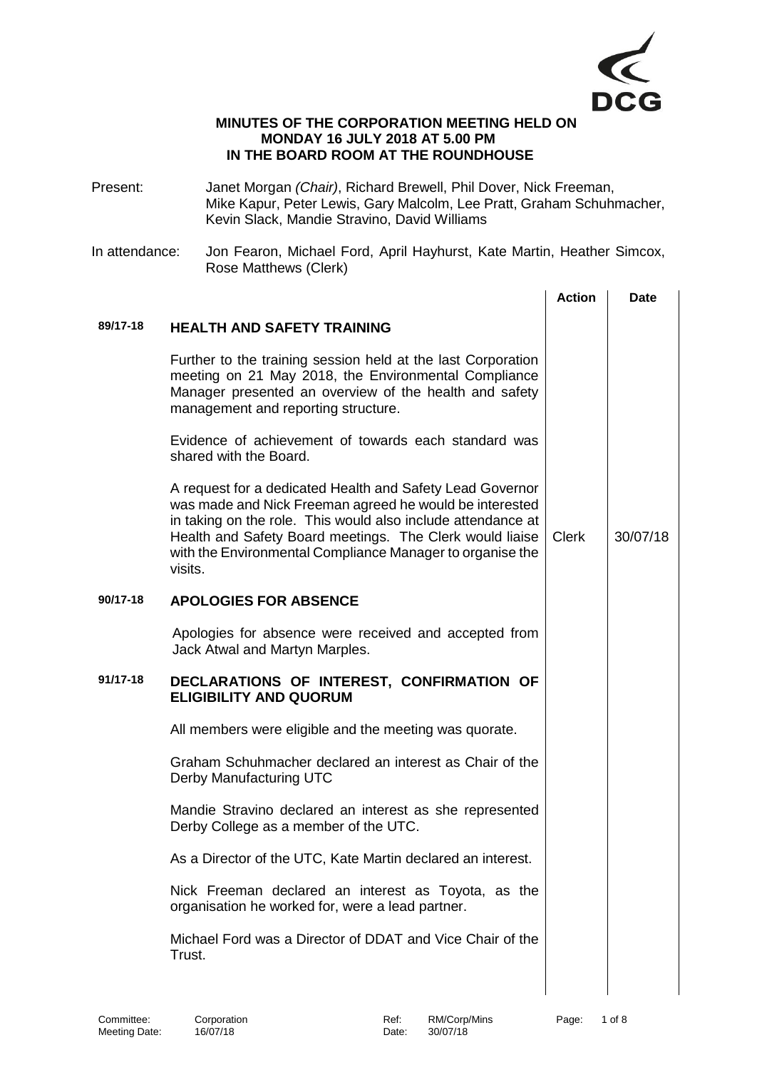**MINUTES OF THE CORPORATION MEETING HELD ON MONDAY 16 JULY 2018 AT 5.00 PM IN THE BOARD ROOM AT THE ROUNDHOUSE**

Present: Janet Morgan *(Chair)*, Richard Brewell, Phil Dover, Nick Freeman, Mike Kapur, Peter Lewis, Gary Malcolm, Lee Pratt, Graham Schuhmacher, Kevin Slack, Mandie Stravino, David Williams

In attendance: Jon Fearon, Michael Ford, April Hayhurst, Kate Martin, Heather Simcox, Rose Matthews (Clerk)

| | | Action | Date |
|---|---|---|---|
| **89/17-18** | **HEALTH AND SAFETY TRAINING** | | |
| | Further to the training session held at the last Corporation meeting on 21 May 2018, the Environmental Compliance Manager presented an overview of the health and safety management and reporting structure. | | |
| | Evidence of achievement of towards each standard was shared with the Board. | | |
| | A request for a dedicated Health and Safety Lead Governor was made and Nick Freeman agreed he would be interested in taking on the role. This would also include attendance at Health and Safety Board meetings. The Clerk would liaise with the Environmental Compliance Manager to organise the visits. | Clerk | 30/07/18 |
| **90/17-18** | **APOLOGIES FOR ABSENCE** | | |
| | Apologies for absence were received and accepted from Jack Atwal and Martyn Marples. | | |
| **91/17-18** | **DECLARATIONS OF INTEREST, CONFIRMATION OF ELIGIBILITY AND QUORUM** | | |
| | All members were eligible and the meeting was quorate. | | |
| | Graham Schuhmacher declared an interest as Chair of the Derby Manufacturing UTC | | |
| | Mandie Stravino declared an interest as she represented Derby College as a member of the UTC. | | |
| | As a Director of the UTC, Kate Martin declared an interest. | | |
| | Nick Freeman declared an interest as Toyota, as the organisation he worked for, were a lead partner. | | |
| | Michael Ford was a Director of DDAT and Vice Chair of the Trust. | | |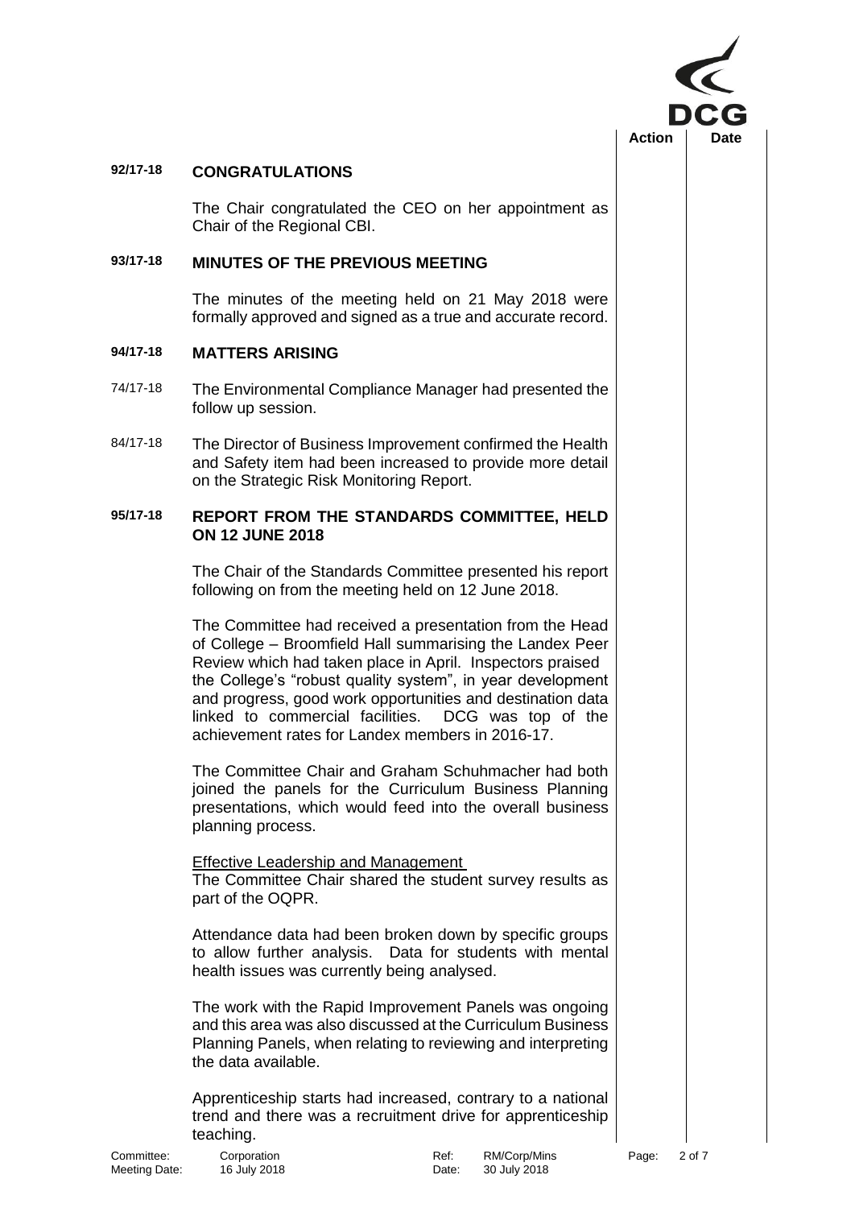| | | Action | Date |
|---|---|---|---|

**92/17-18 CONGRATULATIONS**

The Chair congratulated the CEO on her appointment as Chair of the Regional CBI.

**93/17-18 MINUTES OF THE PREVIOUS MEETING**

The minutes of the meeting held on 21 May 2018 were formally approved and signed as a true and accurate record.

**94/17-18 MATTERS ARISING**

74/17-18 The Environmental Compliance Manager had presented the follow up session.

84/17-18 The Director of Business Improvement confirmed the Health and Safety item had been increased to provide more detail on the Strategic Risk Monitoring Report.

**95/17-18 REPORT FROM THE STANDARDS COMMITTEE, HELD ON 12 JUNE 2018**

The Chair of the Standards Committee presented his report following on from the meeting held on 12 June 2018.

The Committee had received a presentation from the Head of College – Broomfield Hall summarising the Landex Peer Review which had taken place in April. Inspectors praised the College's "robust quality system", in year development and progress, good work opportunities and destination data linked to commercial facilities. DCG was top of the achievement rates for Landex members in 2016-17.

The Committee Chair and Graham Schuhmacher had both joined the panels for the Curriculum Business Planning presentations, which would feed into the overall business planning process.

Effective Leadership and Management

The Committee Chair shared the student survey results as part of the OQPR.

Attendance data had been broken down by specific groups to allow further analysis. Data for students with mental health issues was currently being analysed.

The work with the Rapid Improvement Panels was ongoing and this area was also discussed at the Curriculum Business Planning Panels, when relating to reviewing and interpreting the data available.

Apprenticeship starts had increased, contrary to a national trend and there was a recruitment drive for apprenticeship teaching.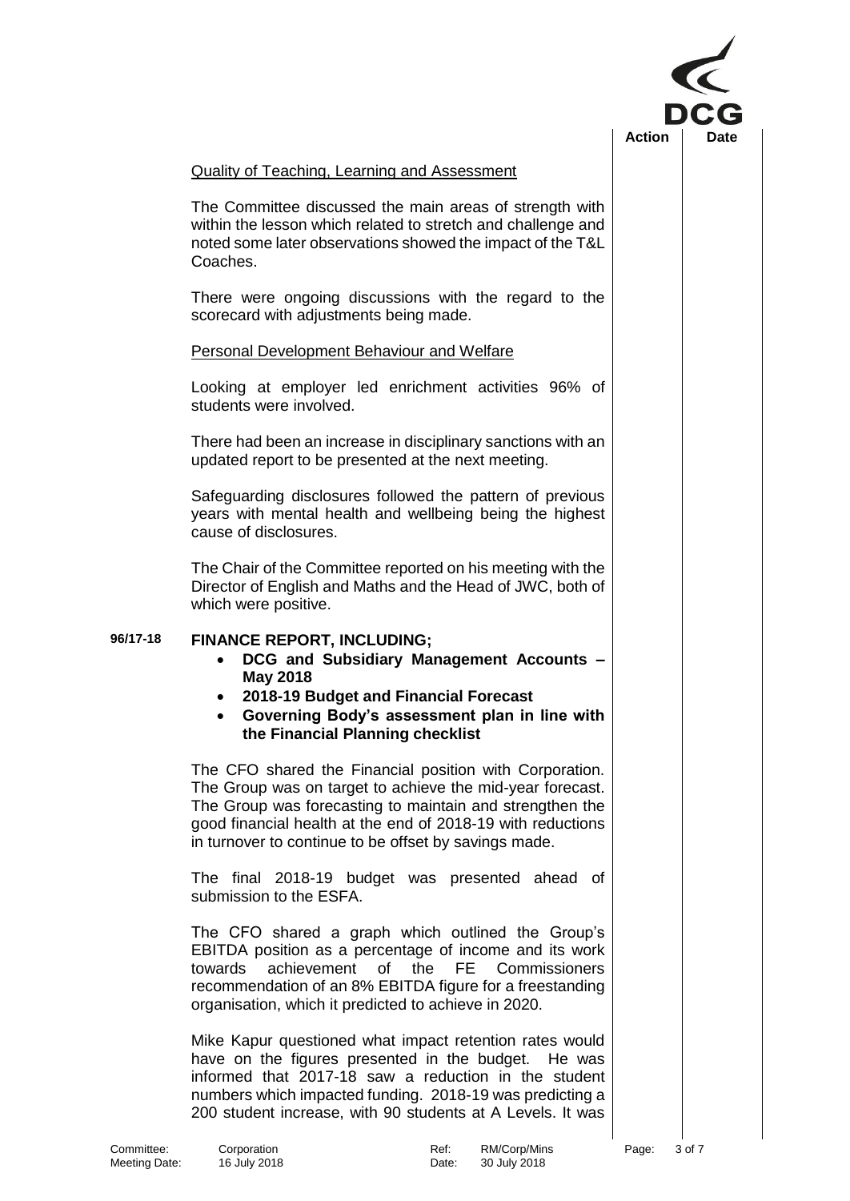Quality of Teaching, Learning and Assessment

The Committee discussed the main areas of strength with within the lesson which related to stretch and challenge and noted some later observations showed the impact of the T&L Coaches.

There were ongoing discussions with the regard to the scorecard with adjustments being made.

Personal Development Behaviour and Welfare

Looking at employer led enrichment activities 96% of students were involved.

There had been an increase in disciplinary sanctions with an updated report to be presented at the next meeting.

Safeguarding disclosures followed the pattern of previous years with mental health and wellbeing being the highest cause of disclosures.

The Chair of the Committee reported on his meeting with the Director of English and Maths and the Head of JWC, both of which were positive.

**96/17-18 FINANCE REPORT, INCLUDING;**

- **DCG and Subsidiary Management Accounts – May 2018**
- **2018-19 Budget and Financial Forecast**
- **Governing Body's assessment plan in line with the Financial Planning checklist**

The CFO shared the Financial position with Corporation. The Group was on target to achieve the mid-year forecast. The Group was forecasting to maintain and strengthen the good financial health at the end of 2018-19 with reductions in turnover to continue to be offset by savings made.

The final 2018-19 budget was presented ahead of submission to the ESFA.

The CFO shared a graph which outlined the Group's EBITDA position as a percentage of income and its work towards achievement of the FE Commissioners recommendation of an 8% EBITDA figure for a freestanding organisation, which it predicted to achieve in 2020.

Mike Kapur questioned what impact retention rates would have on the figures presented in the budget. He was informed that 2017-18 saw a reduction in the student numbers which impacted funding. 2018-19 was predicting a 200 student increase, with 90 students at A Levels. It was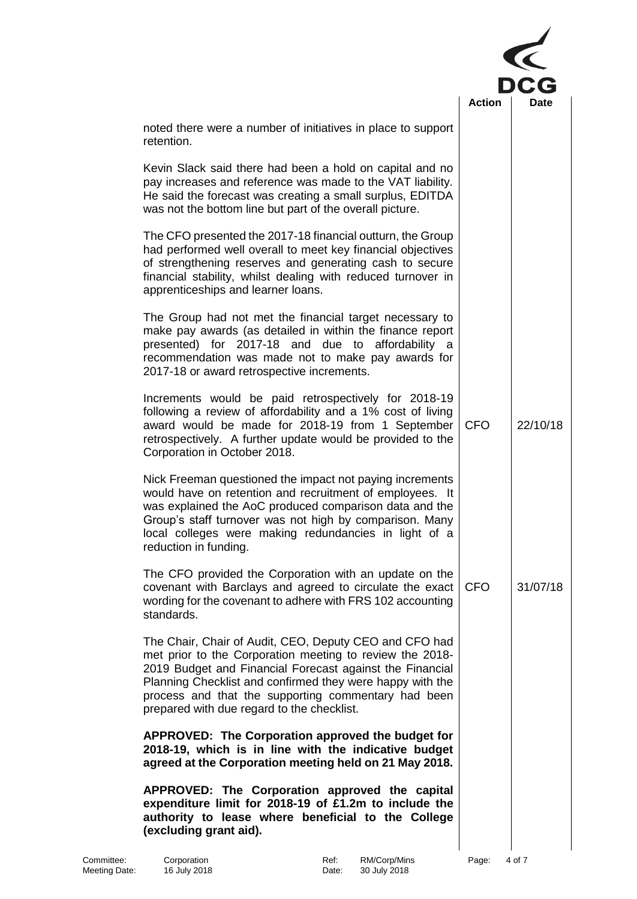| | Action | Date |
|---|---|---|
| noted there were a number of initiatives in place to support retention. | | |
| Kevin Slack said there had been a hold on capital and no pay increases and reference was made to the VAT liability. He said the forecast was creating a small surplus, EDITDA was not the bottom line but part of the overall picture. | | |
| The CFO presented the 2017-18 financial outturn, the Group had performed well overall to meet key financial objectives of strengthening reserves and generating cash to secure financial stability, whilst dealing with reduced turnover in apprenticeships and learner loans. | | |
| The Group had not met the financial target necessary to make pay awards (as detailed in within the finance report presented) for 2017-18 and due to affordability a recommendation was made not to make pay awards for 2017-18 or award retrospective increments. | | |
| Increments would be paid retrospectively for 2018-19 following a review of affordability and a 1% cost of living award would be made for 2018-19 from 1 September retrospectively. A further update would be provided to the Corporation in October 2018. | CFO | 22/10/18 |
| Nick Freeman questioned the impact not paying increments would have on retention and recruitment of employees. It was explained the AoC produced comparison data and the Group's staff turnover was not high by comparison. Many local colleges were making redundancies in light of a reduction in funding. | | |
| The CFO provided the Corporation with an update on the covenant with Barclays and agreed to circulate the exact wording for the covenant to adhere with FRS 102 accounting standards. | CFO | 31/07/18 |
| The Chair, Chair of Audit, CEO, Deputy CEO and CFO had met prior to the Corporation meeting to review the 2018-2019 Budget and Financial Forecast against the Financial Planning Checklist and confirmed they were happy with the process and that the supporting commentary had been prepared with due regard to the checklist. | | |
| **APPROVED: The Corporation approved the budget for 2018-19, which is in line with the indicative budget agreed at the Corporation meeting held on 21 May 2018.** | | |
| **APPROVED: The Corporation approved the capital expenditure limit for 2018-19 of £1.2m to include the authority to lease where beneficial to the College (excluding grant aid).** | | |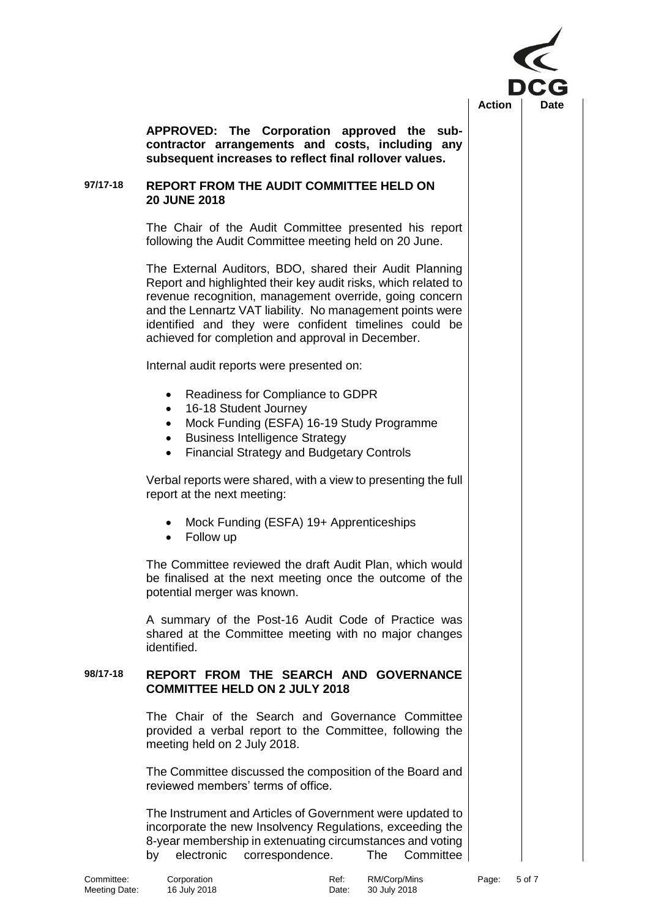**APPROVED: The Corporation approved the sub-contractor arrangements and costs, including any subsequent increases to reflect final rollover values.**

## 97/17-18 REPORT FROM THE AUDIT COMMITTEE HELD ON 20 JUNE 2018

The Chair of the Audit Committee presented his report following the Audit Committee meeting held on 20 June.

The External Auditors, BDO, shared their Audit Planning Report and highlighted their key audit risks, which related to revenue recognition, management override, going concern and the Lennartz VAT liability. No management points were identified and they were confident timelines could be achieved for completion and approval in December.

Internal audit reports were presented on:

- Readiness for Compliance to GDPR
- 16-18 Student Journey
- Mock Funding (ESFA) 16-19 Study Programme
- Business Intelligence Strategy
- Financial Strategy and Budgetary Controls

Verbal reports were shared, with a view to presenting the full report at the next meeting:

- Mock Funding (ESFA) 19+ Apprenticeships
- Follow up

The Committee reviewed the draft Audit Plan, which would be finalised at the next meeting once the outcome of the potential merger was known.

A summary of the Post-16 Audit Code of Practice was shared at the Committee meeting with no major changes identified.

## 98/17-18 REPORT FROM THE SEARCH AND GOVERNANCE COMMITTEE HELD ON 2 JULY 2018

The Chair of the Search and Governance Committee provided a verbal report to the Committee, following the meeting held on 2 July 2018.

The Committee discussed the composition of the Board and reviewed members' terms of office.

The Instrument and Articles of Government were updated to incorporate the new Insolvency Regulations, exceeding the 8-year membership in extenuating circumstances and voting by electronic correspondence. The Committee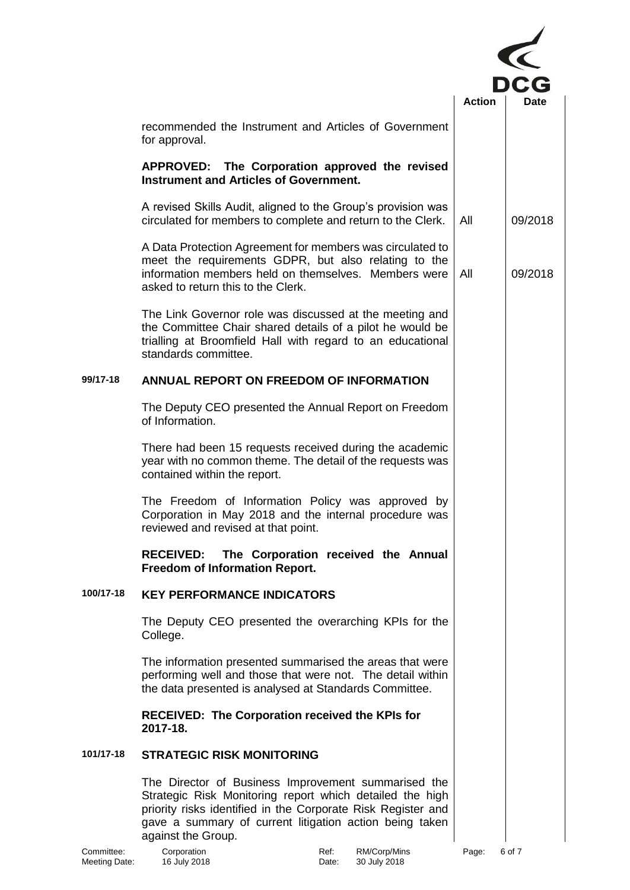| | | Action | Date |
|---|---|---|---|
| | recommended the Instrument and Articles of Government for approval. | | |
| | **APPROVED: The Corporation approved the revised Instrument and Articles of Government.** | | |
| | A revised Skills Audit, aligned to the Group's provision was circulated for members to complete and return to the Clerk. | All | 09/2018 |
| | A Data Protection Agreement for members was circulated to meet the requirements GDPR, but also relating to the information members held on themselves. Members were asked to return this to the Clerk. | All | 09/2018 |
| | The Link Governor role was discussed at the meeting and the Committee Chair shared details of a pilot he would be trialling at Broomfield Hall with regard to an educational standards committee. | | |
| **99/17-18** | **ANNUAL REPORT ON FREEDOM OF INFORMATION** | | |
| | The Deputy CEO presented the Annual Report on Freedom of Information. | | |
| | There had been 15 requests received during the academic year with no common theme. The detail of the requests was contained within the report. | | |
| | The Freedom of Information Policy was approved by Corporation in May 2018 and the internal procedure was reviewed and revised at that point. | | |
| | **RECEIVED: The Corporation received the Annual Freedom of Information Report.** | | |
| **100/17-18** | **KEY PERFORMANCE INDICATORS** | | |
| | The Deputy CEO presented the overarching KPIs for the College. | | |
| | The information presented summarised the areas that were performing well and those that were not. The detail within the data presented is analysed at Standards Committee. | | |
| | **RECEIVED: The Corporation received the KPIs for 2017-18.** | | |
| **101/17-18** | **STRATEGIC RISK MONITORING** | | |
| | The Director of Business Improvement summarised the Strategic Risk Monitoring report which detailed the high priority risks identified in the Corporate Risk Register and gave a summary of current litigation action being taken against the Group. | | |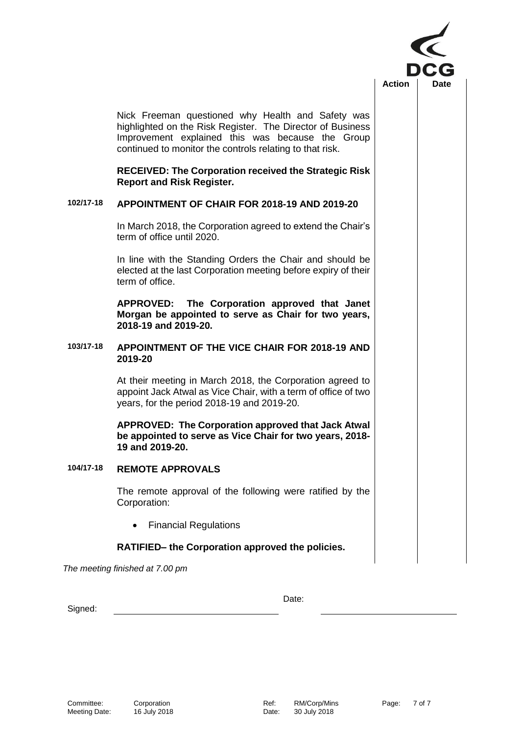| | | Action | Date |
|---|---|---|---|
| | Nick Freeman questioned why Health and Safety was highlighted on the Risk Register. The Director of Business Improvement explained this was because the Group continued to monitor the controls relating to that risk. | | |
| | **RECEIVED: The Corporation received the Strategic Risk Report and Risk Register.** | | |
| **102/17-18** | **APPOINTMENT OF CHAIR FOR 2018-19 AND 2019-20** | | |
| | In March 2018, the Corporation agreed to extend the Chair's term of office until 2020. | | |
| | In line with the Standing Orders the Chair and should be elected at the last Corporation meeting before expiry of their term of office. | | |
| | **APPROVED: The Corporation approved that Janet Morgan be appointed to serve as Chair for two years, 2018-19 and 2019-20.** | | |
| **103/17-18** | **APPOINTMENT OF THE VICE CHAIR FOR 2018-19 AND 2019-20** | | |
| | At their meeting in March 2018, the Corporation agreed to appoint Jack Atwal as Vice Chair, with a term of office of two years, for the period 2018-19 and 2019-20. | | |
| | **APPROVED: The Corporation approved that Jack Atwal be appointed to serve as Vice Chair for two years, 2018-19 and 2019-20.** | | |
| **104/17-18** | **REMOTE APPROVALS** | | |
| | The remote approval of the following were ratified by the Corporation:<br>• Financial Regulations | | |
| | **RATIFIED– the Corporation approved the policies.** | | |

*The meeting finished at 7.00 pm*

Signed: ______________________ Date: ______________________

Committee: Corporation
Meeting Date: 16 July 2018
Ref: RM/Corp/Mins
Date: 30 July 2018